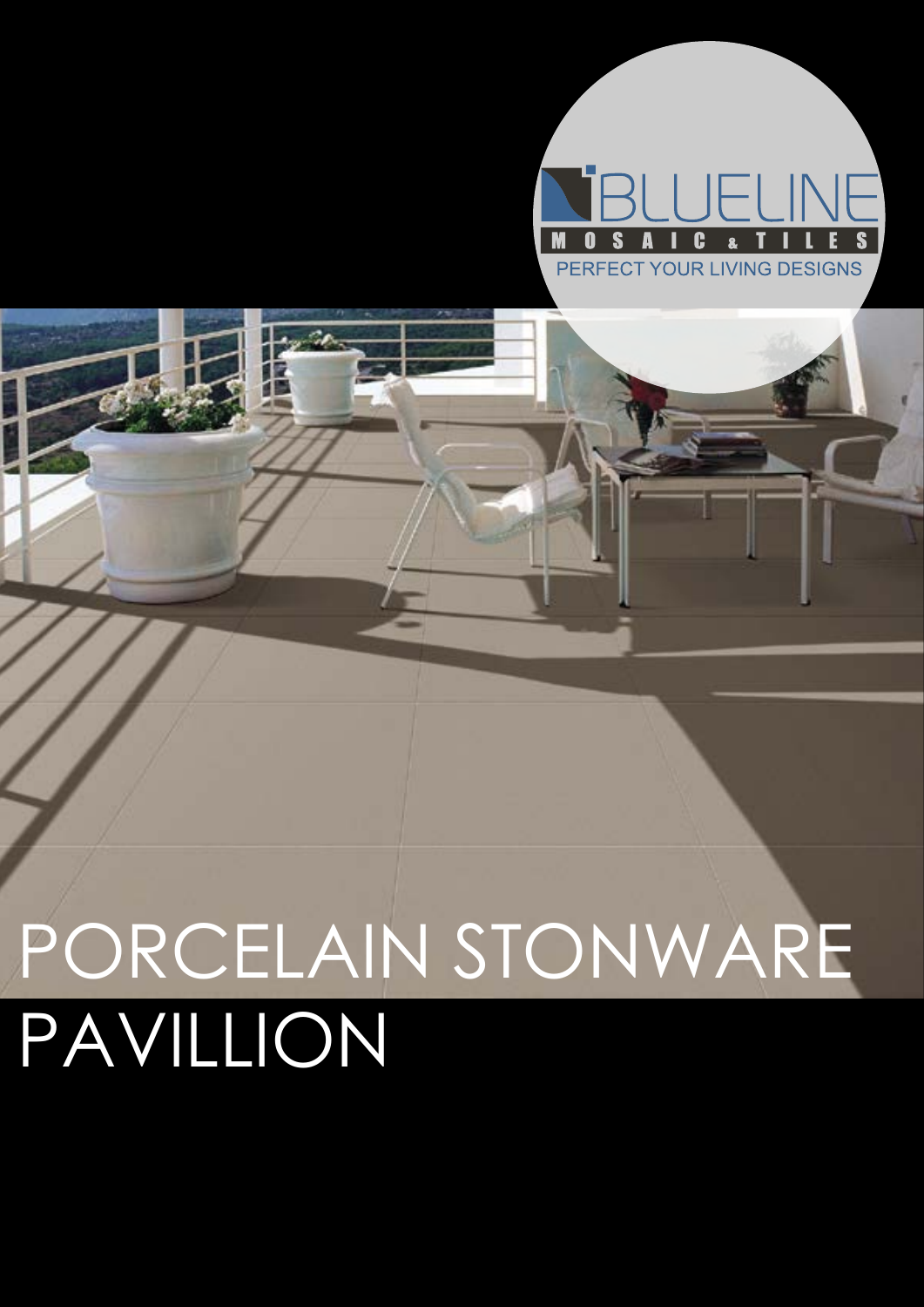BLUELINE

MOSAIC & TILES

PERFECT YOUR LIVING DESIGNS

# PORCELAIN STONWARE PAVILLION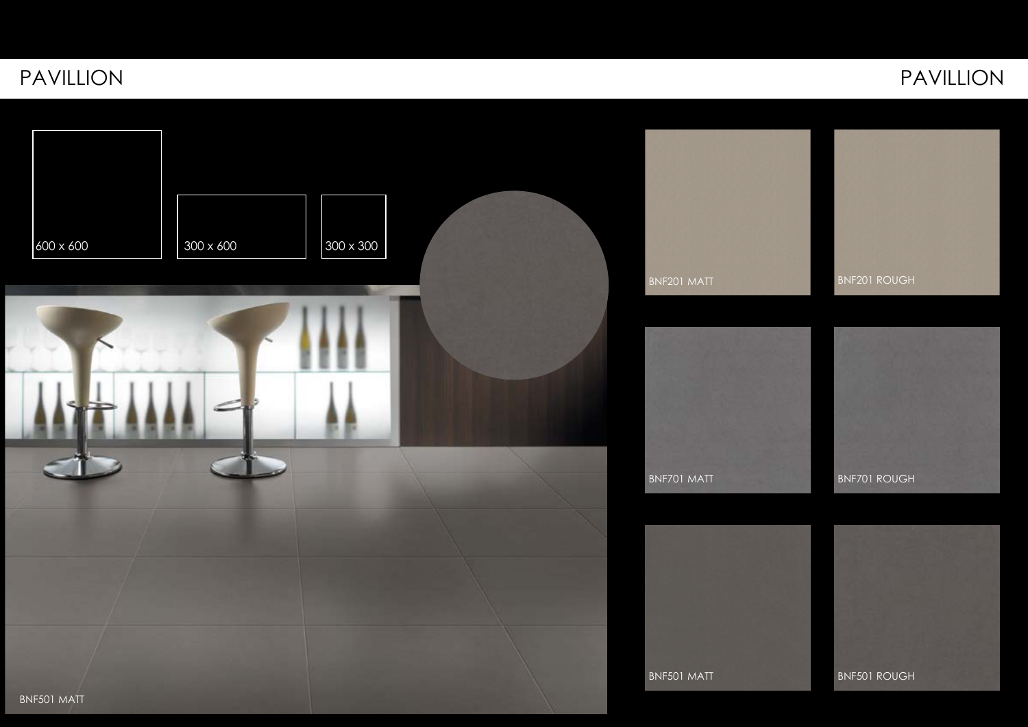# PAVILLION

600 x 600

300 x 600

300 x 300

BNF501 MATT

BNF201 MATT

BNF201 ROUGH

BNF701 MATT

BNF701 ROUGH

BNF501 MATT

BNF501 ROUGH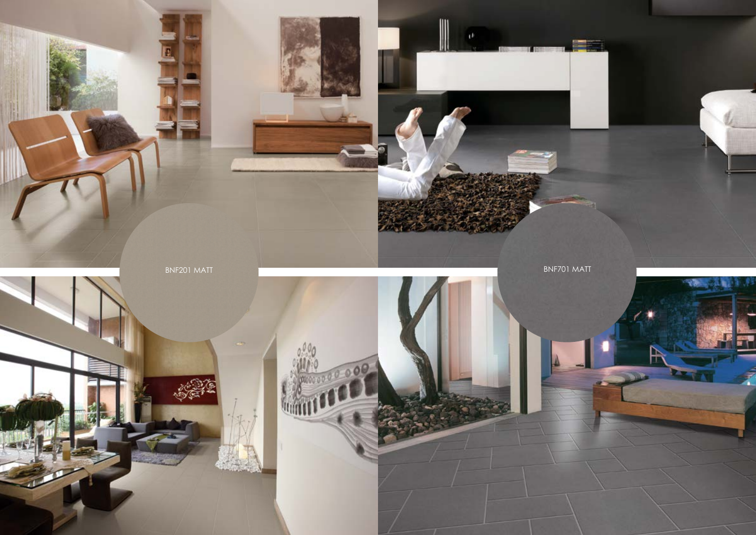BNF201 MATT

BNF701 MATT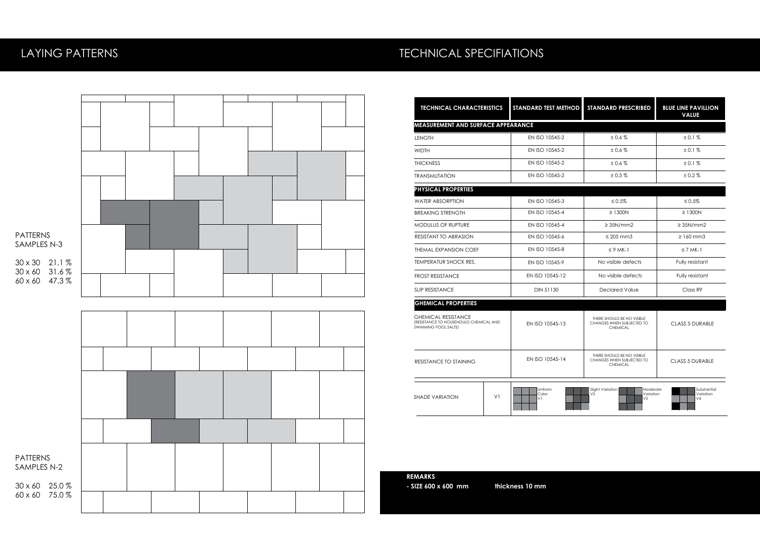# LAYING PATTERNS

PATTERNS
SAMPLES N-3

30 x 30   21.1 %
30 x 60   31.6 %
60 x 60   47.3 %

PATTERNS
SAMPLES N-2

30 x 60   25.0 %
60 x 60   75.0 %

# TECHNICAL SPECIFIATIONS

| TECHNICAL CHARACTERISTICS | STANDARD TEST METHOD | STANDARD PRESCRIBED | BLUE LINE PAVILLION VALUE |
|---|---|---|---|
| **MEASUREMENT AND SURFACE APPEARANCE** | | | |
| LENGTH | EN ISO 10545-2 | ± 0.6 % | ± 0.1 % |
| WIDTH | EN ISO 10545-2 | ± 0.6 % | ± 0.1 % |
| THICKNESS | EN ISO 10545-2 | ± 0.6 % | ± 0.1 % |
| TRANSMUTATION | EN ISO 10545-2 | ± 0.5 % | ± 0.2 % |
| **PHYSICAL PROPERTIES** | | | |
| WATER ABSORPTION | EN ISO 10545-3 | ≤ 0.5% | ≤ 0.5% |
| BREAKING STRENGTH | EN ISO 10545-4 | ≥ 1300N | ≥ 1300N |
| MODULUS OF RUPTURE | EN ISO 10545-4 | ≥ 35N/mm2 | ≥ 35N/mm2 |
| RESISTANT TO ABRASION | EN ISO 10545-6 | ≤ 205 mm3 | ≥ 160 mm3 |
| THEMAL EXPANSION COEF | EN ISO 10545-8 | ≤ 9 MK-1 | ≤ 7 MK-1 |
| TEMPERATUR SHOCK RES. | EN ISO 10545-9 | No visible defects | Fully resistant |
| FROST RESISTANCE | EN ISO 10545-12 | No visible defects | Fully resistant |
| SLIP RESISTANCE | DIN 51130 | Declared Value | Class R9 |
| **GHEMICAL PROPERTIES** | | | |
| GHEMICAL RESISTANCE (RESISTANCE TO HOUSEHOULD CHEMICAL AND SWIMMING POOL SALTS) | EN ISO 10545-13 | THERE SHOULD BE NO VISIBLE CHANGES WHEN SUBJECTED TO CHEMICAL | CLASS 5 DURABLE |
| RESISTANCE TO STAINING | EN ISO 10545-14 | THERE SHOULD BE NO VISIBLE CHANGES WHEN SUBJECTED TO CHEMICAL | CLASS 5 DURABLE |

| SHADE VARIATION | V1 | Uniform Color V1 | Slight Variation V2 | Moderate Variation V3 | Substantial Variation V4 |
|---|---|---|---|---|---|

**REMARKS**

**- SIZE 600 x 600 mm          thickness 10 mm**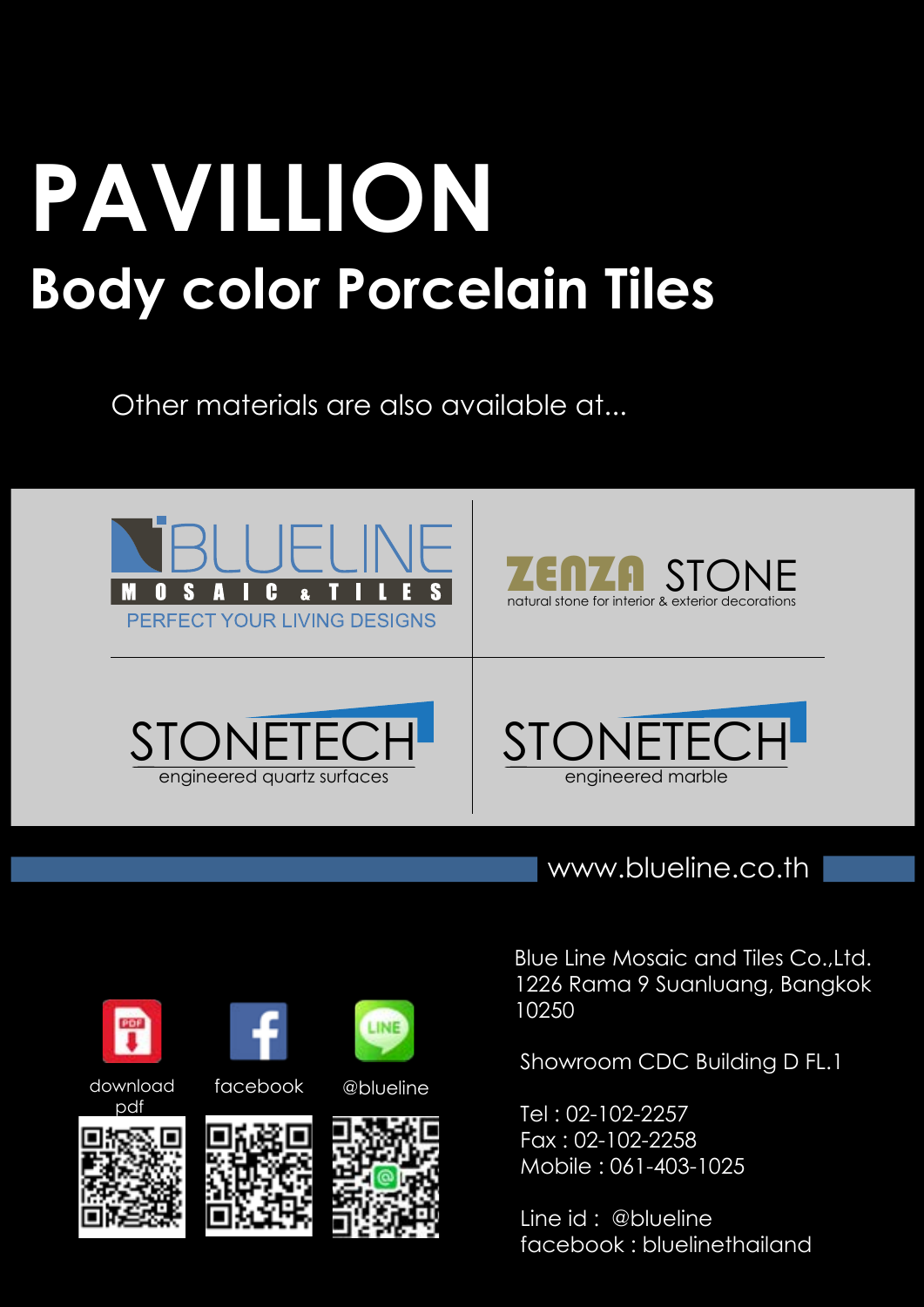# PAVILLION

## Body color Porcelain Tiles

Other materials are also available at...

BLUELINE MOSAIC & TILES
PERFECT YOUR LIVING DESIGNS

ZENZA STONE
natural stone for interior & exterior decorations

STONETECH
engineered quartz surfaces

STONETECH
engineered marble

www.blueline.co.th

download pdf

facebook

@blueline

Blue Line Mosaic and Tiles Co.,Ltd.
1226 Rama 9 Suanluang, Bangkok
10250

Showroom CDC Building D FL.1

Tel : 02-102-2257
Fax : 02-102-2258
Mobile : 061-403-1025

Line id : @blueline
facebook : bluelinethailand